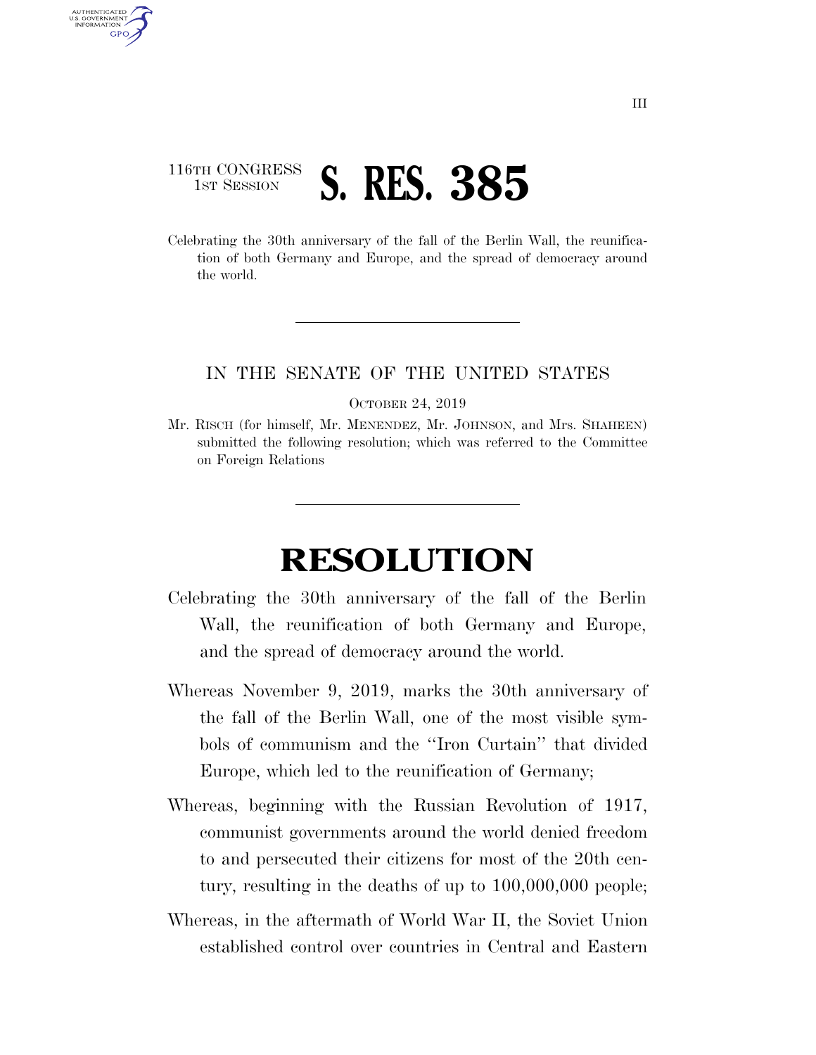116TH CONGRESS
1ST SESSION

# S. RES. 385

Celebrating the 30th anniversary of the fall of the Berlin Wall, the reunification of both Germany and Europe, and the spread of democracy around the world.

---

IN THE SENATE OF THE UNITED STATES

OCTOBER 24, 2019

Mr. RISCH (for himself, Mr. MENENDEZ, Mr. JOHNSON, and Mrs. SHAHEEN) submitted the following resolution; which was referred to the Committee on Foreign Relations

---

# RESOLUTION

Celebrating the 30th anniversary of the fall of the Berlin Wall, the reunification of both Germany and Europe, and the spread of democracy around the world.

Whereas November 9, 2019, marks the 30th anniversary of the fall of the Berlin Wall, one of the most visible symbols of communism and the ''Iron Curtain'' that divided Europe, which led to the reunification of Germany;

Whereas, beginning with the Russian Revolution of 1917, communist governments around the world denied freedom to and persecuted their citizens for most of the 20th century, resulting in the deaths of up to 100,000,000 people;

Whereas, in the aftermath of World War II, the Soviet Union established control over countries in Central and Eastern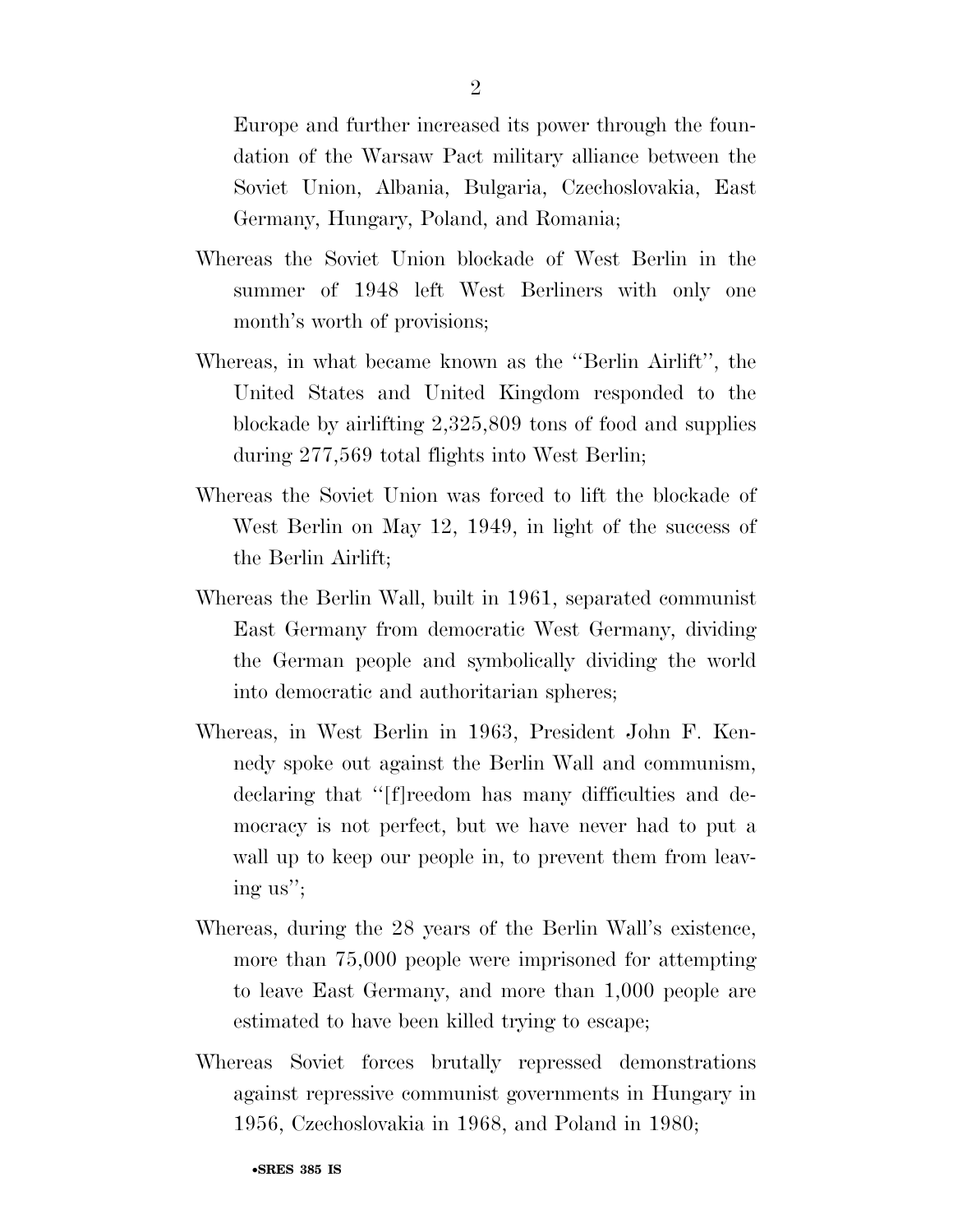Europe and further increased its power through the foundation of the Warsaw Pact military alliance between the Soviet Union, Albania, Bulgaria, Czechoslovakia, East Germany, Hungary, Poland, and Romania;

Whereas the Soviet Union blockade of West Berlin in the summer of 1948 left West Berliners with only one month's worth of provisions;

Whereas, in what became known as the ''Berlin Airlift'', the United States and United Kingdom responded to the blockade by airlifting 2,325,809 tons of food and supplies during 277,569 total flights into West Berlin;

Whereas the Soviet Union was forced to lift the blockade of West Berlin on May 12, 1949, in light of the success of the Berlin Airlift;

Whereas the Berlin Wall, built in 1961, separated communist East Germany from democratic West Germany, dividing the German people and symbolically dividing the world into democratic and authoritarian spheres;

Whereas, in West Berlin in 1963, President John F. Kennedy spoke out against the Berlin Wall and communism, declaring that ''[f]reedom has many difficulties and democracy is not perfect, but we have never had to put a wall up to keep our people in, to prevent them from leaving us'';

Whereas, during the 28 years of the Berlin Wall's existence, more than 75,000 people were imprisoned for attempting to leave East Germany, and more than 1,000 people are estimated to have been killed trying to escape;

Whereas Soviet forces brutally repressed demonstrations against repressive communist governments in Hungary in 1956, Czechoslovakia in 1968, and Poland in 1980;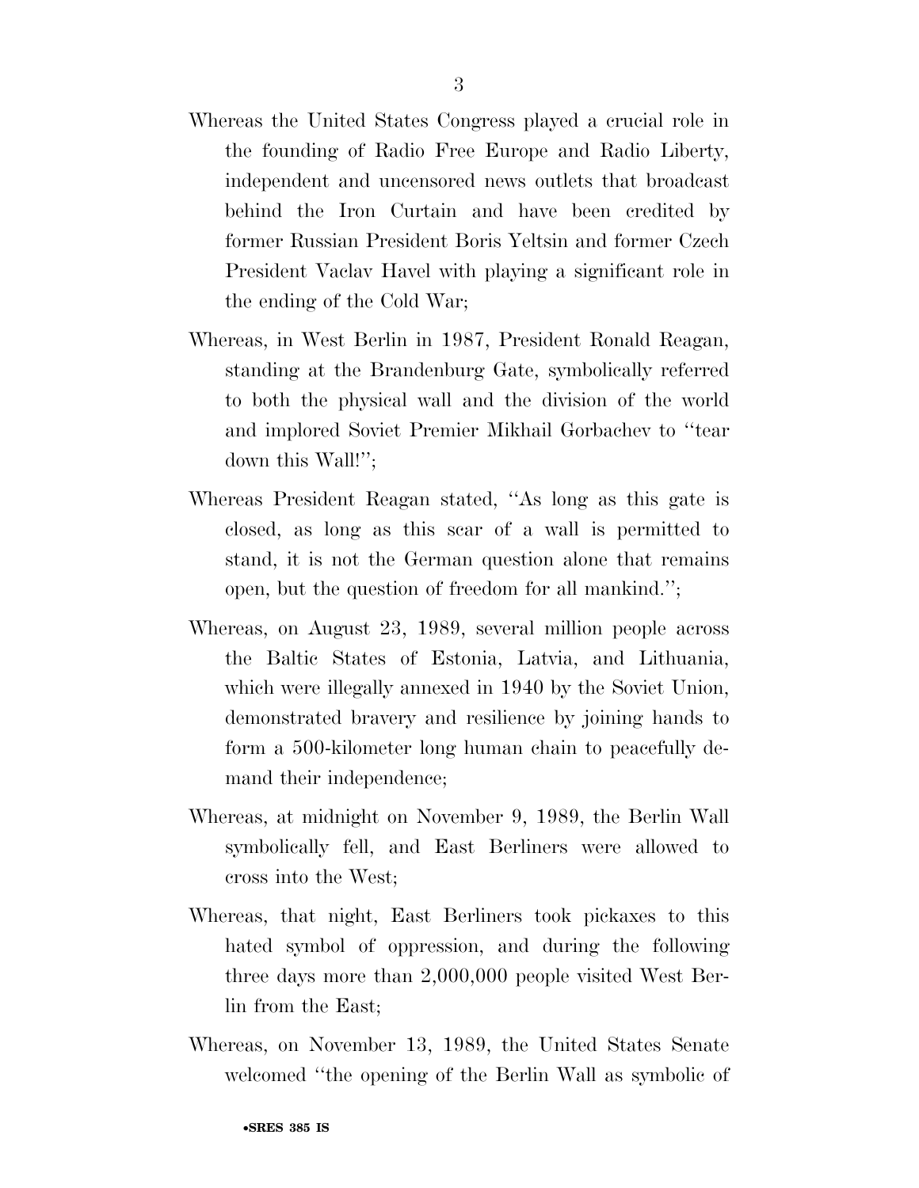Whereas the United States Congress played a crucial role in the founding of Radio Free Europe and Radio Liberty, independent and uncensored news outlets that broadcast behind the Iron Curtain and have been credited by former Russian President Boris Yeltsin and former Czech President Vaclav Havel with playing a significant role in the ending of the Cold War;

Whereas, in West Berlin in 1987, President Ronald Reagan, standing at the Brandenburg Gate, symbolically referred to both the physical wall and the division of the world and implored Soviet Premier Mikhail Gorbachev to ''tear down this Wall!'';

Whereas President Reagan stated, ''As long as this gate is closed, as long as this scar of a wall is permitted to stand, it is not the German question alone that remains open, but the question of freedom for all mankind.'';

Whereas, on August 23, 1989, several million people across the Baltic States of Estonia, Latvia, and Lithuania, which were illegally annexed in 1940 by the Soviet Union, demonstrated bravery and resilience by joining hands to form a 500-kilometer long human chain to peacefully demand their independence;

Whereas, at midnight on November 9, 1989, the Berlin Wall symbolically fell, and East Berliners were allowed to cross into the West;

Whereas, that night, East Berliners took pickaxes to this hated symbol of oppression, and during the following three days more than 2,000,000 people visited West Berlin from the East;

Whereas, on November 13, 1989, the United States Senate welcomed ''the opening of the Berlin Wall as symbolic of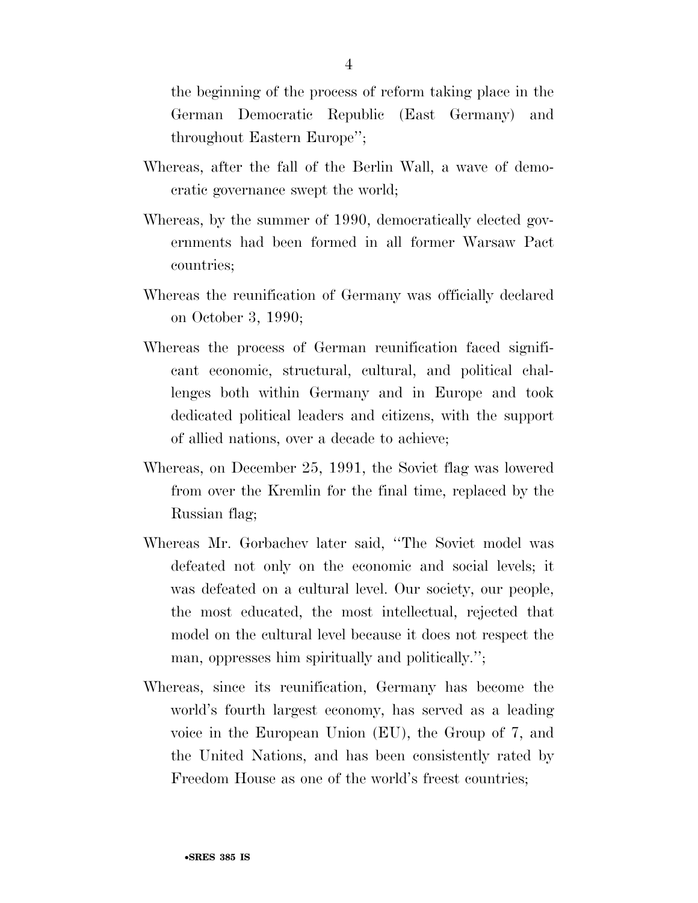the beginning of the process of reform taking place in the German Democratic Republic (East Germany) and throughout Eastern Europe'';

Whereas, after the fall of the Berlin Wall, a wave of democratic governance swept the world;

Whereas, by the summer of 1990, democratically elected governments had been formed in all former Warsaw Pact countries;

Whereas the reunification of Germany was officially declared on October 3, 1990;

Whereas the process of German reunification faced significant economic, structural, cultural, and political challenges both within Germany and in Europe and took dedicated political leaders and citizens, with the support of allied nations, over a decade to achieve;

Whereas, on December 25, 1991, the Soviet flag was lowered from over the Kremlin for the final time, replaced by the Russian flag;

Whereas Mr. Gorbachev later said, ''The Soviet model was defeated not only on the economic and social levels; it was defeated on a cultural level. Our society, our people, the most educated, the most intellectual, rejected that model on the cultural level because it does not respect the man, oppresses him spiritually and politically.'';

Whereas, since its reunification, Germany has become the world's fourth largest economy, has served as a leading voice in the European Union (EU), the Group of 7, and the United Nations, and has been consistently rated by Freedom House as one of the world's freest countries;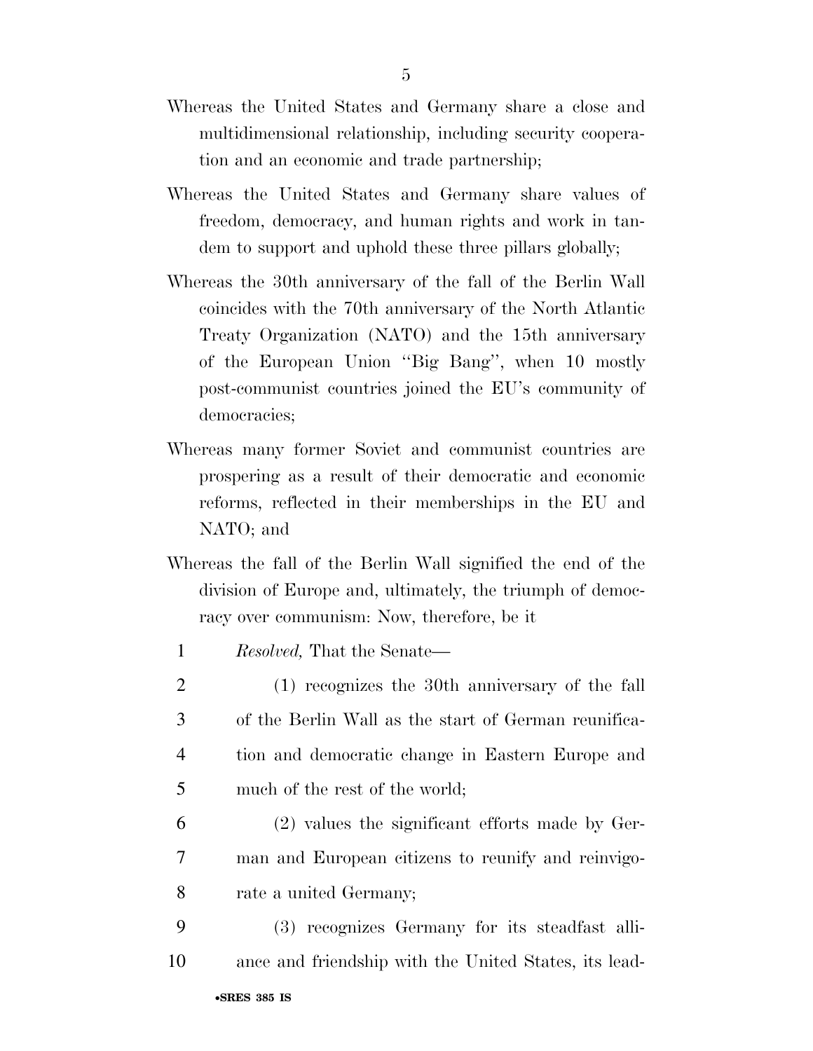Whereas the United States and Germany share a close and multidimensional relationship, including security cooperation and an economic and trade partnership;

Whereas the United States and Germany share values of freedom, democracy, and human rights and work in tandem to support and uphold these three pillars globally;

Whereas the 30th anniversary of the fall of the Berlin Wall coincides with the 70th anniversary of the North Atlantic Treaty Organization (NATO) and the 15th anniversary of the European Union "Big Bang", when 10 mostly post-communist countries joined the EU's community of democracies;

Whereas many former Soviet and communist countries are prospering as a result of their democratic and economic reforms, reflected in their memberships in the EU and NATO; and

Whereas the fall of the Berlin Wall signified the end of the division of Europe and, ultimately, the triumph of democracy over communism: Now, therefore, be it

1 *Resolved,* That the Senate—

2 (1) recognizes the 30th anniversary of the fall
3 of the Berlin Wall as the start of German reunifica-
4 tion and democratic change in Eastern Europe and
5 much of the rest of the world;

6 (2) values the significant efforts made by Ger-
7 man and European citizens to reunify and reinvigo-
8 rate a united Germany;

9 (3) recognizes Germany for its steadfast alli-
10 ance and friendship with the United States, its lead-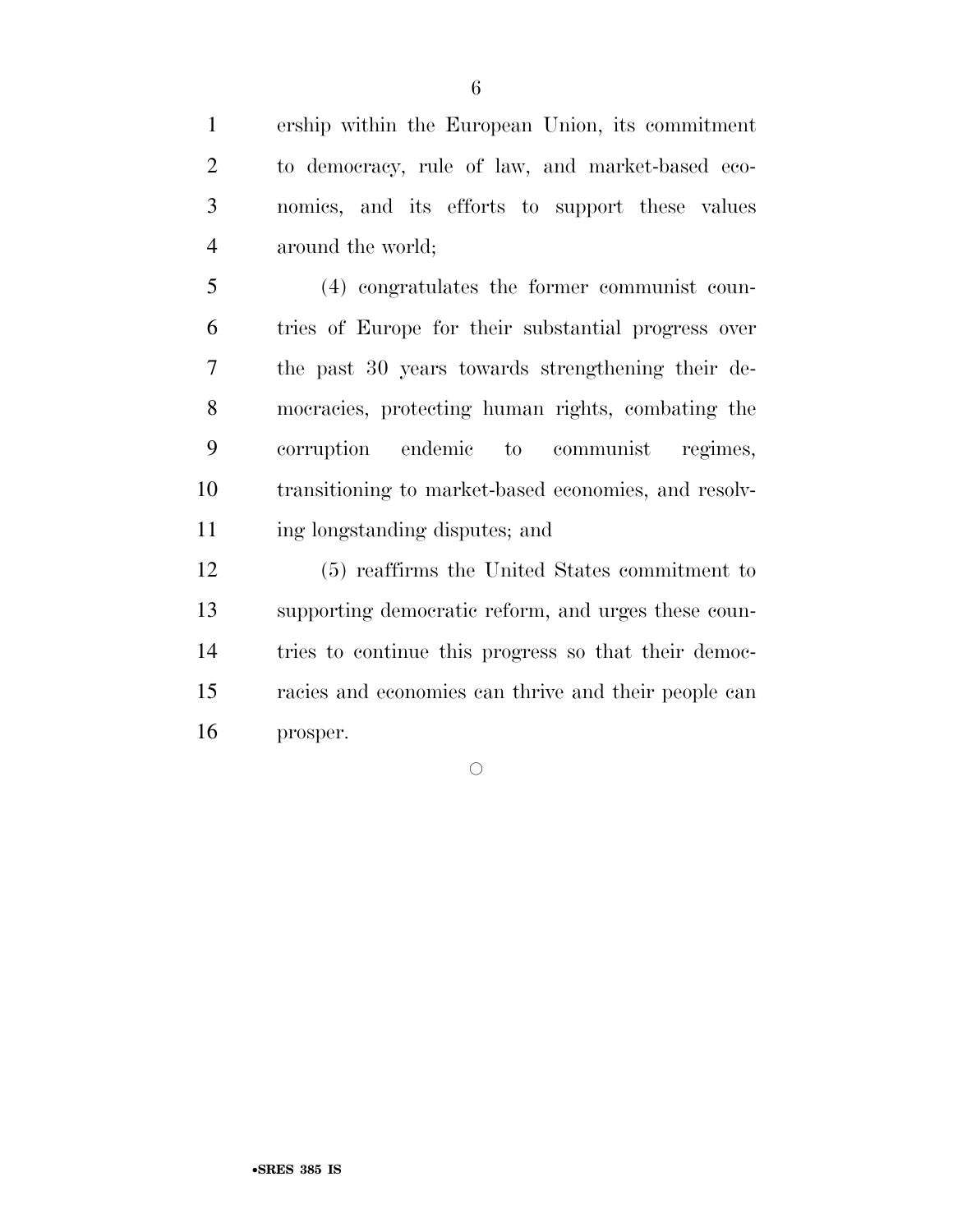ership within the European Union, its commitment to democracy, rule of law, and market-based economics, and its efforts to support these values around the world;

(4) congratulates the former communist countries of Europe for their substantial progress over the past 30 years towards strengthening their democracies, protecting human rights, combating the corruption endemic to communist regimes, transitioning to market-based economies, and resolving longstanding disputes; and

(5) reaffirms the United States commitment to supporting democratic reform, and urges these countries to continue this progress so that their democracies and economies can thrive and their people can prosper.